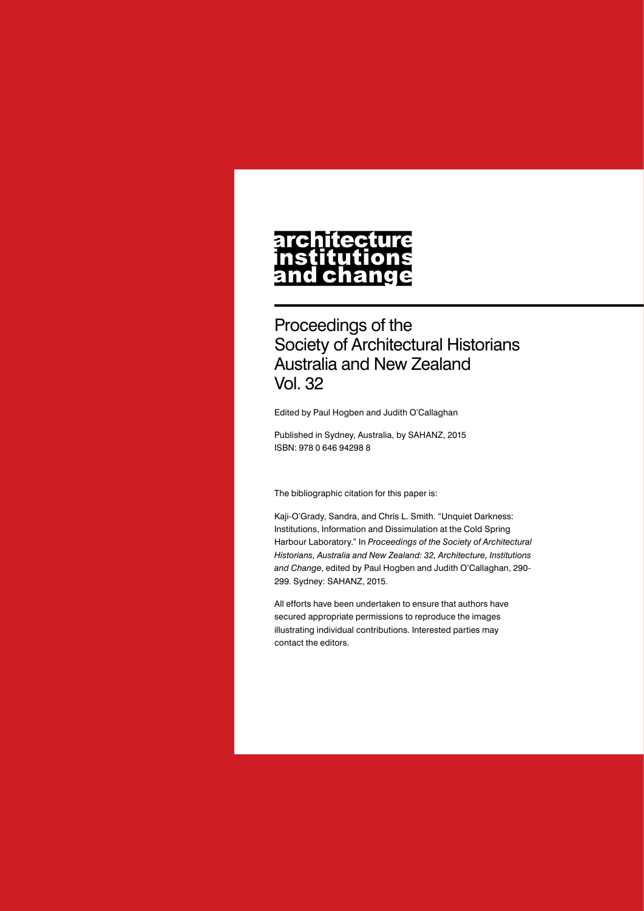# architecture institutions and change

Proceedings of the
Society of Architectural Historians
Australia and New Zealand
Vol. 32

Edited by Paul Hogben and Judith O'Callaghan

Published in Sydney, Australia, by SAHANZ, 2015
ISBN: 978 0 646 94298 8

The bibliographic citation for this paper is:

Kaji-O'Grady, Sandra, and Chris L. Smith. "Unquiet Darkness: Institutions, Information and Dissimulation at the Cold Spring Harbour Laboratory." In *Proceedings of the Society of Architectural Historians, Australia and New Zealand: 32, Architecture, Institutions and Change*, edited by Paul Hogben and Judith O'Callaghan, 290-299. Sydney: SAHANZ, 2015.

All efforts have been undertaken to ensure that authors have secured appropriate permissions to reproduce the images illustrating individual contributions. Interested parties may contact the editors.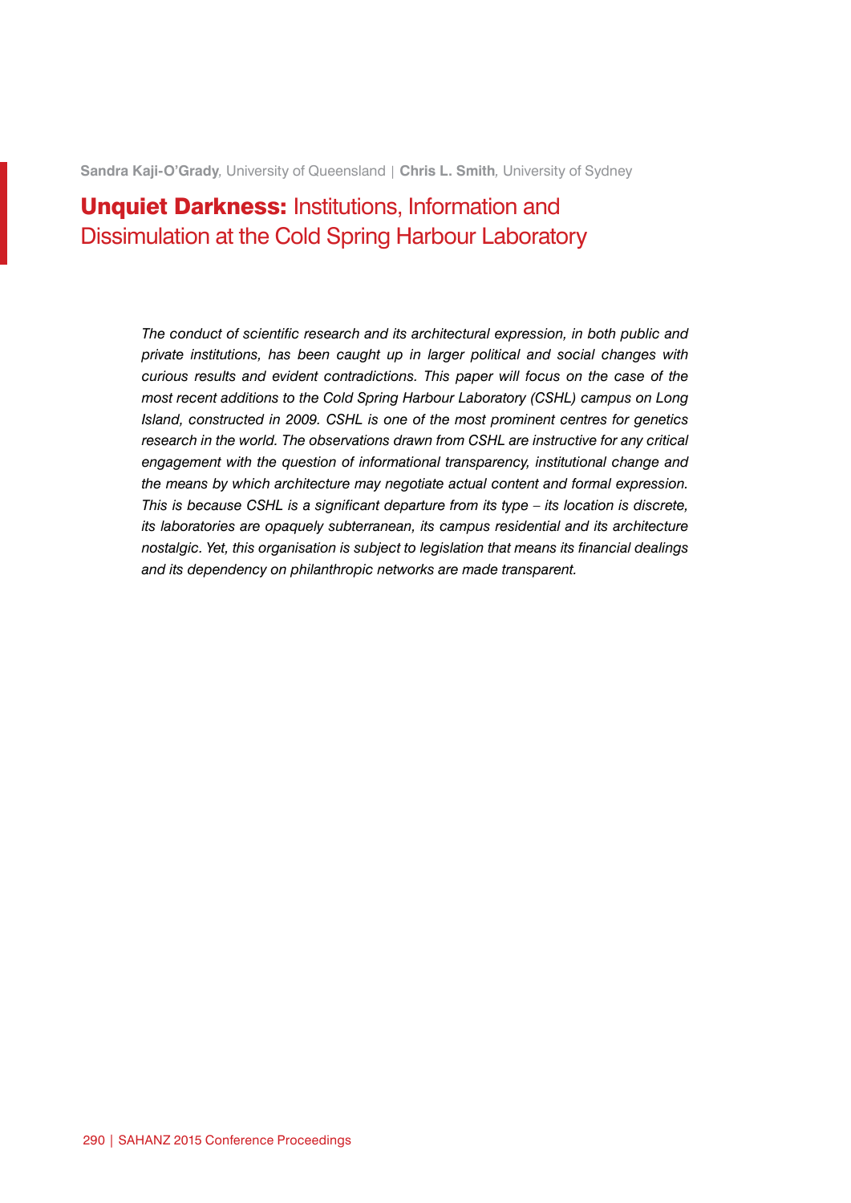**Sandra Kaji-O'Grady**, University of Queensland | **Chris L. Smith**, University of Sydney

# **Unquiet Darkness:** Institutions, Information and Dissimulation at the Cold Spring Harbour Laboratory

*The conduct of scientific research and its architectural expression, in both public and private institutions, has been caught up in larger political and social changes with curious results and evident contradictions. This paper will focus on the case of the most recent additions to the Cold Spring Harbour Laboratory (CSHL) campus on Long Island, constructed in 2009. CSHL is one of the most prominent centres for genetics research in the world. The observations drawn from CSHL are instructive for any critical engagement with the question of informational transparency, institutional change and the means by which architecture may negotiate actual content and formal expression. This is because CSHL is a significant departure from its type – its location is discrete, its laboratories are opaquely subterranean, its campus residential and its architecture nostalgic. Yet, this organisation is subject to legislation that means its financial dealings and its dependency on philanthropic networks are made transparent.*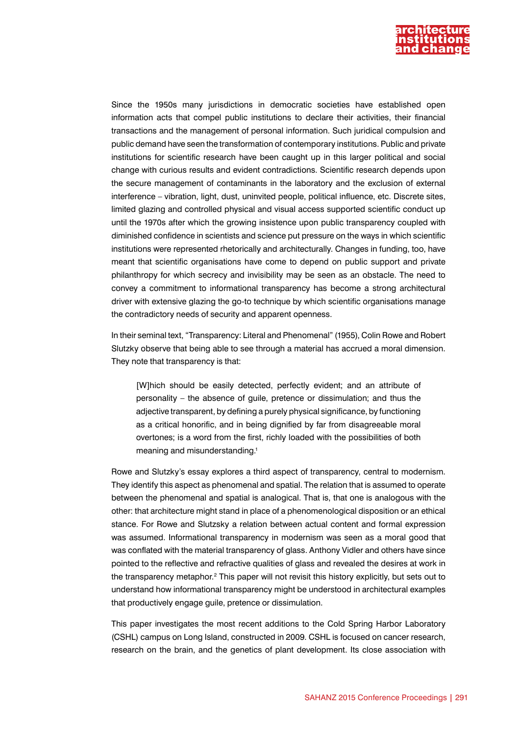Since the 1950s many jurisdictions in democratic societies have established open information acts that compel public institutions to declare their activities, their financial transactions and the management of personal information. Such juridical compulsion and public demand have seen the transformation of contemporary institutions. Public and private institutions for scientific research have been caught up in this larger political and social change with curious results and evident contradictions. Scientific research depends upon the secure management of contaminants in the laboratory and the exclusion of external interference – vibration, light, dust, uninvited people, political influence, etc. Discrete sites, limited glazing and controlled physical and visual access supported scientific conduct up until the 1970s after which the growing insistence upon public transparency coupled with diminished confidence in scientists and science put pressure on the ways in which scientific institutions were represented rhetorically and architecturally. Changes in funding, too, have meant that scientific organisations have come to depend on public support and private philanthropy for which secrecy and invisibility may be seen as an obstacle. The need to convey a commitment to informational transparency has become a strong architectural driver with extensive glazing the go-to technique by which scientific organisations manage the contradictory needs of security and apparent openness.

In their seminal text, "Transparency: Literal and Phenomenal" (1955), Colin Rowe and Robert Slutzky observe that being able to see through a material has accrued a moral dimension. They note that transparency is that:

> [W]hich should be easily detected, perfectly evident; and an attribute of personality – the absence of guile, pretence or dissimulation; and thus the adjective transparent, by defining a purely physical significance, by functioning as a critical honorific, and in being dignified by far from disagreeable moral overtones; is a word from the first, richly loaded with the possibilities of both meaning and misunderstanding.[1]

Rowe and Slutzky's essay explores a third aspect of transparency, central to modernism. They identify this aspect as phenomenal and spatial. The relation that is assumed to operate between the phenomenal and spatial is analogical. That is, that one is analogous with the other: that architecture might stand in place of a phenomenological disposition or an ethical stance. For Rowe and Slutzky a relation between actual content and formal expression was assumed. Informational transparency in modernism was seen as a moral good that was conflated with the material transparency of glass. Anthony Vidler and others have since pointed to the reflective and refractive qualities of glass and revealed the desires at work in the transparency metaphor.[2] This paper will not revisit this history explicitly, but sets out to understand how informational transparency might be understood in architectural examples that productively engage guile, pretence or dissimulation.

This paper investigates the most recent additions to the Cold Spring Harbor Laboratory (CSHL) campus on Long Island, constructed in 2009. CSHL is focused on cancer research, research on the brain, and the genetics of plant development. Its close association with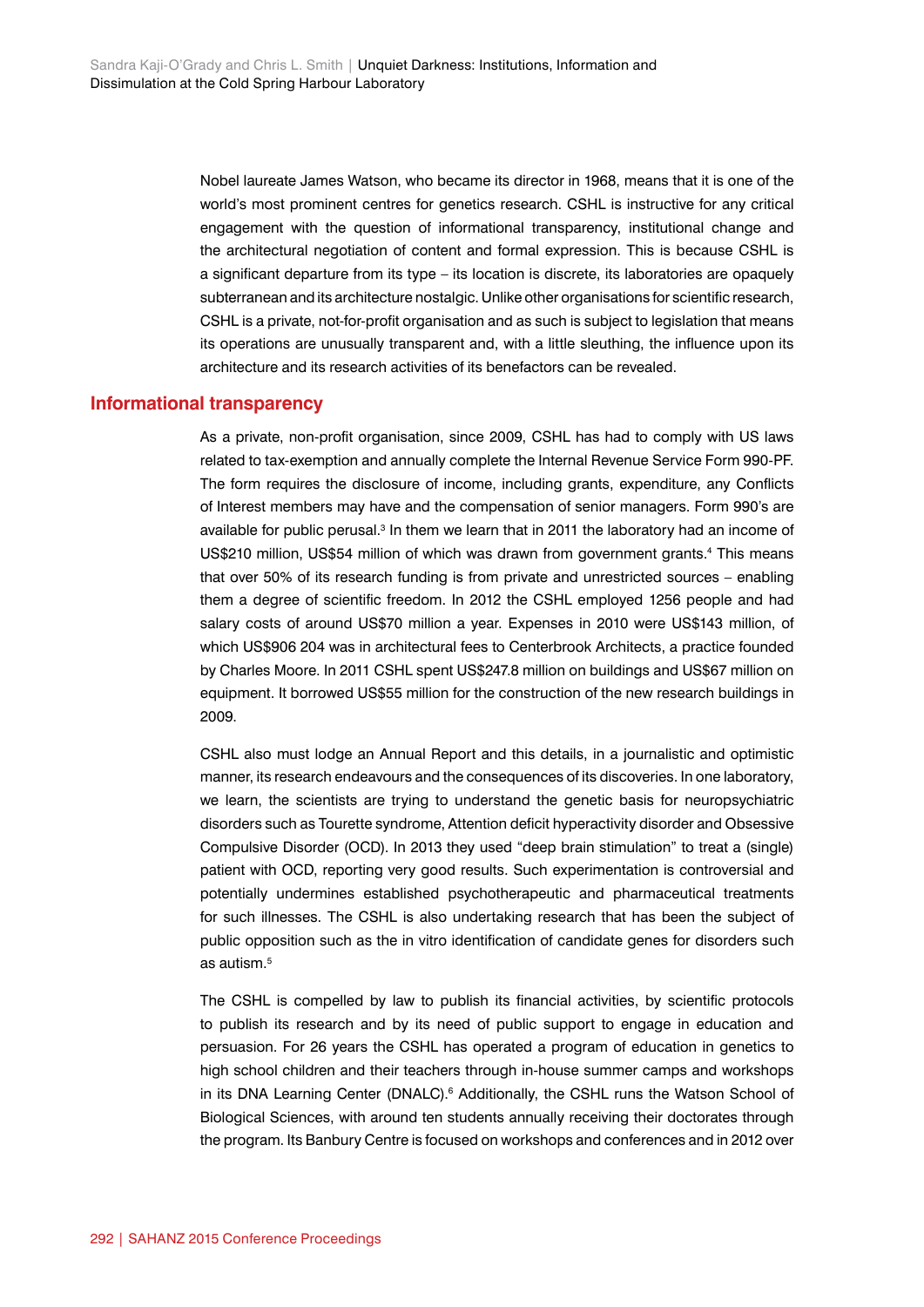Nobel laureate James Watson, who became its director in 1968, means that it is one of the world's most prominent centres for genetics research. CSHL is instructive for any critical engagement with the question of informational transparency, institutional change and the architectural negotiation of content and formal expression. This is because CSHL is a significant departure from its type – its location is discrete, its laboratories are opaquely subterranean and its architecture nostalgic. Unlike other organisations for scientific research, CSHL is a private, not-for-profit organisation and as such is subject to legislation that means its operations are unusually transparent and, with a little sleuthing, the influence upon its architecture and its research activities of its benefactors can be revealed.

## Informational transparency

As a private, non-profit organisation, since 2009, CSHL has had to comply with US laws related to tax-exemption and annually complete the Internal Revenue Service Form 990-PF. The form requires the disclosure of income, including grants, expenditure, any Conflicts of Interest members may have and the compensation of senior managers. Form 990's are available for public perusal.[3] In them we learn that in 2011 the laboratory had an income of US$210 million, US$54 million of which was drawn from government grants.[4] This means that over 50% of its research funding is from private and unrestricted sources – enabling them a degree of scientific freedom. In 2012 the CSHL employed 1256 people and had salary costs of around US$70 million a year. Expenses in 2010 were US$143 million, of which US$906 204 was in architectural fees to Centerbrook Architects, a practice founded by Charles Moore. In 2011 CSHL spent US$247.8 million on buildings and US$67 million on equipment. It borrowed US$55 million for the construction of the new research buildings in 2009.

CSHL also must lodge an Annual Report and this details, in a journalistic and optimistic manner, its research endeavours and the consequences of its discoveries. In one laboratory, we learn, the scientists are trying to understand the genetic basis for neuropsychiatric disorders such as Tourette syndrome, Attention deficit hyperactivity disorder and Obsessive Compulsive Disorder (OCD). In 2013 they used "deep brain stimulation" to treat a (single) patient with OCD, reporting very good results. Such experimentation is controversial and potentially undermines established psychotherapeutic and pharmaceutical treatments for such illnesses. The CSHL is also undertaking research that has been the subject of public opposition such as the in vitro identification of candidate genes for disorders such as autism.[5]

The CSHL is compelled by law to publish its financial activities, by scientific protocols to publish its research and by its need of public support to engage in education and persuasion. For 26 years the CSHL has operated a program of education in genetics to high school children and their teachers through in-house summer camps and workshops in its DNA Learning Center (DNALC).[6] Additionally, the CSHL runs the Watson School of Biological Sciences, with around ten students annually receiving their doctorates through the program. Its Banbury Centre is focused on workshops and conferences and in 2012 over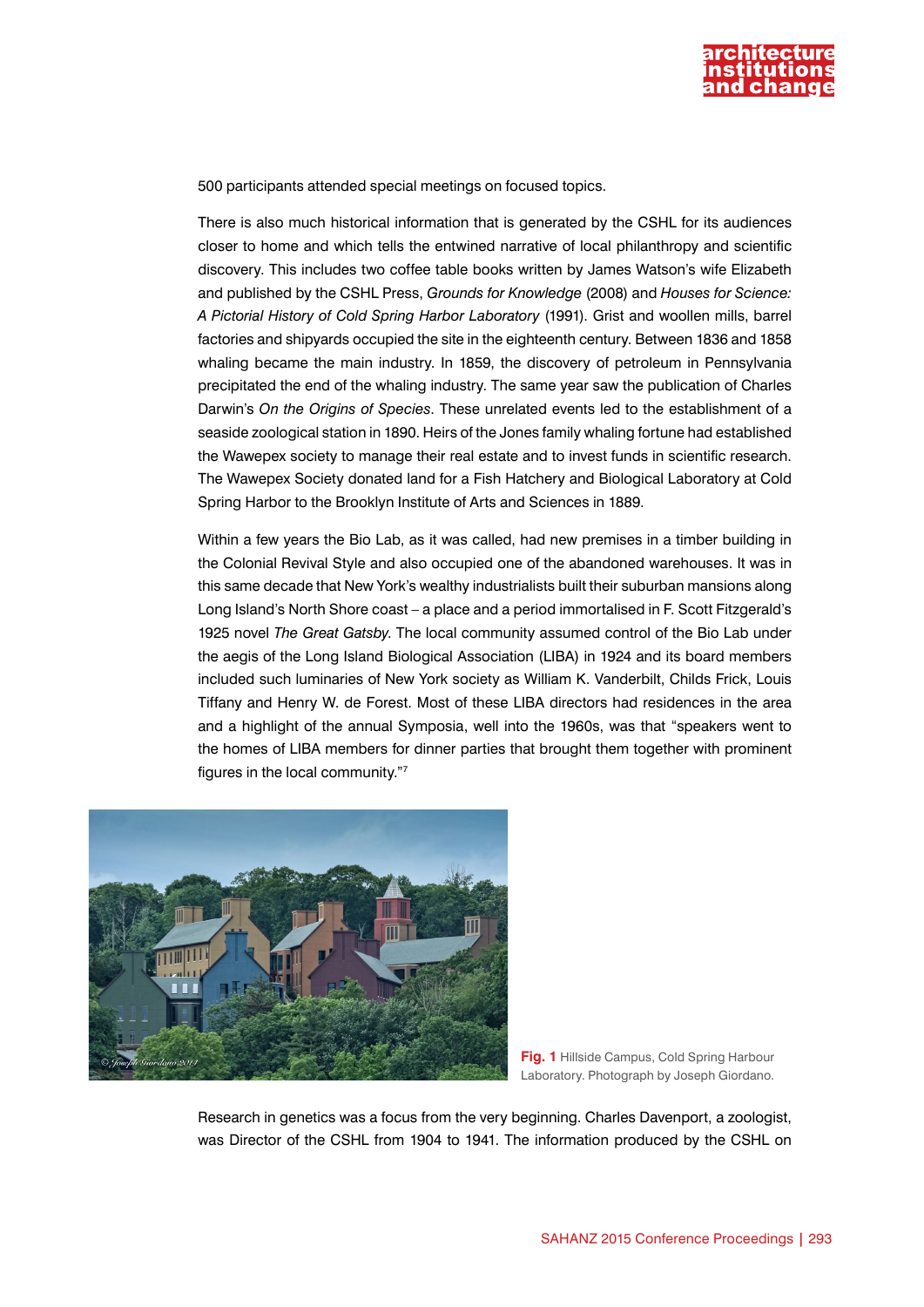500 participants attended special meetings on focused topics.

There is also much historical information that is generated by the CSHL for its audiences closer to home and which tells the entwined narrative of local philanthropy and scientific discovery. This includes two coffee table books written by James Watson's wife Elizabeth and published by the CSHL Press, *Grounds for Knowledge* (2008) and *Houses for Science: A Pictorial History of Cold Spring Harbor Laboratory* (1991). Grist and woollen mills, barrel factories and shipyards occupied the site in the eighteenth century. Between 1836 and 1858 whaling became the main industry. In 1859, the discovery of petroleum in Pennsylvania precipitated the end of the whaling industry. The same year saw the publication of Charles Darwin's *On the Origins of Species*. These unrelated events led to the establishment of a seaside zoological station in 1890. Heirs of the Jones family whaling fortune had established the Wawepex society to manage their real estate and to invest funds in scientific research. The Wawepex Society donated land for a Fish Hatchery and Biological Laboratory at Cold Spring Harbor to the Brooklyn Institute of Arts and Sciences in 1889.

Within a few years the Bio Lab, as it was called, had new premises in a timber building in the Colonial Revival Style and also occupied one of the abandoned warehouses. It was in this same decade that New York's wealthy industrialists built their suburban mansions along Long Island's North Shore coast – a place and a period immortalised in F. Scott Fitzgerald's 1925 novel *The Great Gatsby*. The local community assumed control of the Bio Lab under the aegis of the Long Island Biological Association (LIBA) in 1924 and its board members included such luminaries of New York society as William K. Vanderbilt, Childs Frick, Louis Tiffany and Henry W. de Forest. Most of these LIBA directors had residences in the area and a highlight of the annual Symposia, well into the 1960s, was that "speakers went to the homes of LIBA members for dinner parties that brought them together with prominent figures in the local community."[7]

**Fig. 1** Hillside Campus, Cold Spring Harbour Laboratory. Photograph by Joseph Giordano.

Research in genetics was a focus from the very beginning. Charles Davenport, a zoologist, was Director of the CSHL from 1904 to 1941. The information produced by the CSHL on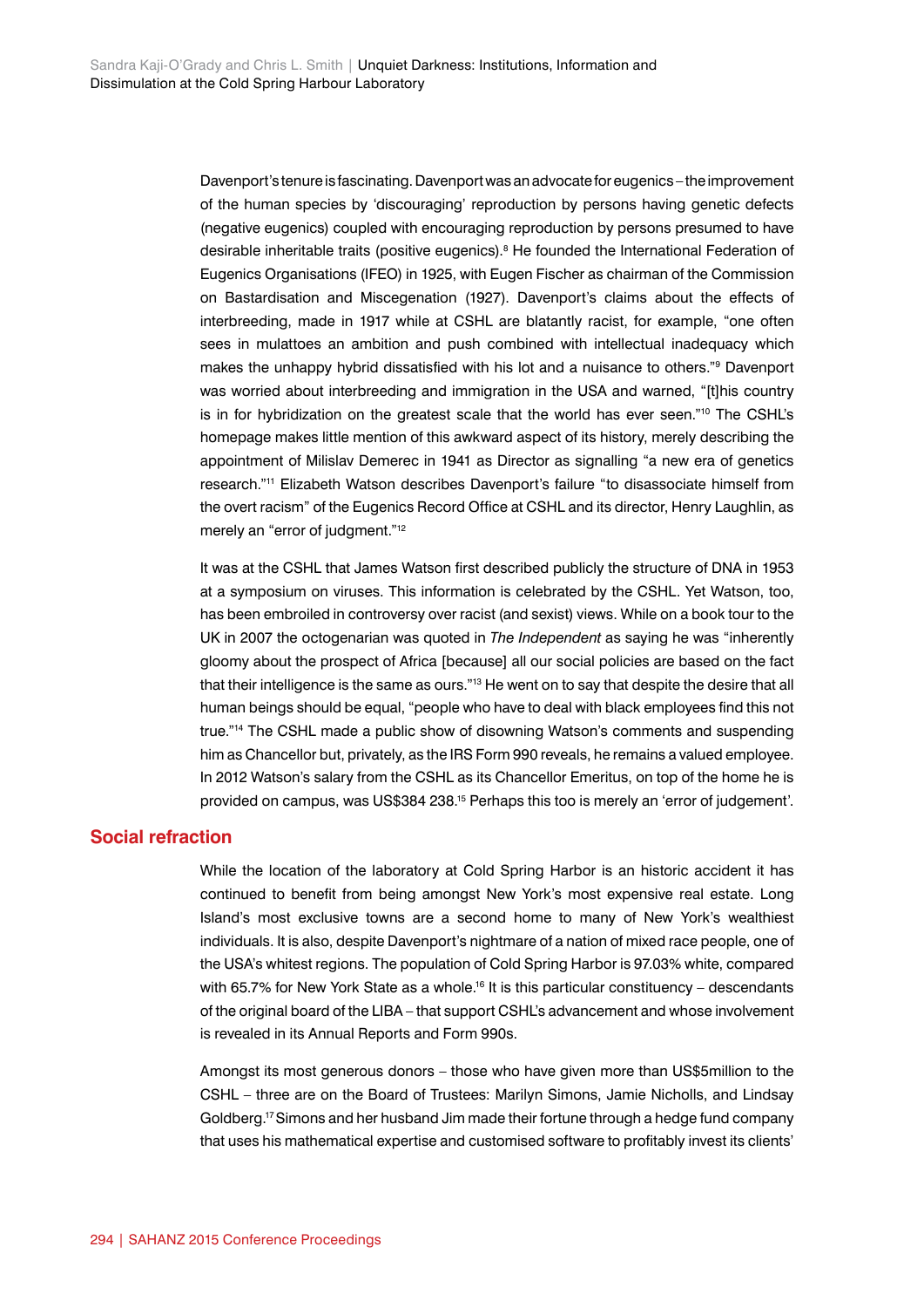Davenport's tenure is fascinating. Davenport was an advocate for eugenics – the improvement of the human species by 'discouraging' reproduction by persons having genetic defects (negative eugenics) coupled with encouraging reproduction by persons presumed to have desirable inheritable traits (positive eugenics).[8] He founded the International Federation of Eugenics Organisations (IFEO) in 1925, with Eugen Fischer as chairman of the Commission on Bastardisation and Miscegenation (1927). Davenport's claims about the effects of interbreeding, made in 1917 while at CSHL are blatantly racist, for example, "one often sees in mulattoes an ambition and push combined with intellectual inadequacy which makes the unhappy hybrid dissatisfied with his lot and a nuisance to others."[9] Davenport was worried about interbreeding and immigration in the USA and warned, "[t]his country is in for hybridization on the greatest scale that the world has ever seen."[10] The CSHL's homepage makes little mention of this awkward aspect of its history, merely describing the appointment of Milislav Demerec in 1941 as Director as signalling "a new era of genetics research."[11] Elizabeth Watson describes Davenport's failure "to disassociate himself from the overt racism" of the Eugenics Record Office at CSHL and its director, Henry Laughlin, as merely an "error of judgment."[12]

It was at the CSHL that James Watson first described publicly the structure of DNA in 1953 at a symposium on viruses. This information is celebrated by the CSHL. Yet Watson, too, has been embroiled in controversy over racist (and sexist) views. While on a book tour to the UK in 2007 the octogenarian was quoted in *The Independent* as saying he was "inherently gloomy about the prospect of Africa [because] all our social policies are based on the fact that their intelligence is the same as ours."[13] He went on to say that despite the desire that all human beings should be equal, "people who have to deal with black employees find this not true."[14] The CSHL made a public show of disowning Watson's comments and suspending him as Chancellor but, privately, as the IRS Form 990 reveals, he remains a valued employee. In 2012 Watson's salary from the CSHL as its Chancellor Emeritus, on top of the home he is provided on campus, was US$384 238.[15] Perhaps this too is merely an 'error of judgement'.

## Social refraction

While the location of the laboratory at Cold Spring Harbor is an historic accident it has continued to benefit from being amongst New York's most expensive real estate. Long Island's most exclusive towns are a second home to many of New York's wealthiest individuals. It is also, despite Davenport's nightmare of a nation of mixed race people, one of the USA's whitest regions. The population of Cold Spring Harbor is 97.03% white, compared with 65.7% for New York State as a whole.[16] It is this particular constituency – descendants of the original board of the LIBA – that support CSHL's advancement and whose involvement is revealed in its Annual Reports and Form 990s.

Amongst its most generous donors – those who have given more than US$5million to the CSHL – three are on the Board of Trustees: Marilyn Simons, Jamie Nicholls, and Lindsay Goldberg.[17] Simons and her husband Jim made their fortune through a hedge fund company that uses his mathematical expertise and customised software to profitably invest its clients'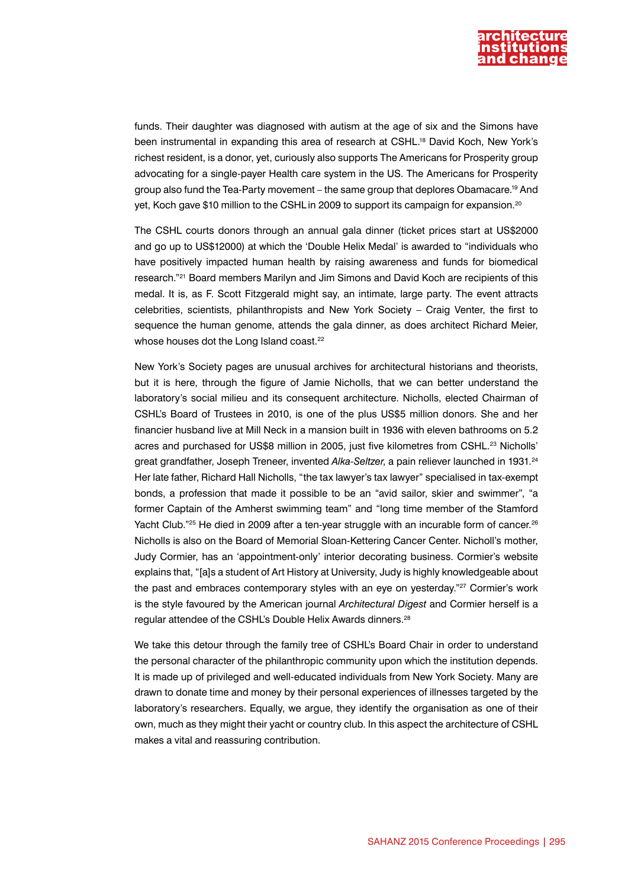funds. Their daughter was diagnosed with autism at the age of six and the Simons have been instrumental in expanding this area of research at CSHL.[18] David Koch, New York's richest resident, is a donor, yet, curiously also supports The Americans for Prosperity group advocating for a single-payer Health care system in the US. The Americans for Prosperity group also fund the Tea-Party movement – the same group that deplores Obamacare.[19] And yet, Koch gave $10 million to the CSHL in 2009 to support its campaign for expansion.[20]

The CSHL courts donors through an annual gala dinner (ticket prices start at US$2000 and go up to US$12000) at which the 'Double Helix Medal' is awarded to "individuals who have positively impacted human health by raising awareness and funds for biomedical research."[21] Board members Marilyn and Jim Simons and David Koch are recipients of this medal. It is, as F. Scott Fitzgerald might say, an intimate, large party. The event attracts celebrities, scientists, philanthropists and New York Society – Craig Venter, the first to sequence the human genome, attends the gala dinner, as does architect Richard Meier, whose houses dot the Long Island coast.[22]

New York's Society pages are unusual archives for architectural historians and theorists, but it is here, through the figure of Jamie Nicholls, that we can better understand the laboratory's social milieu and its consequent architecture. Nicholls, elected Chairman of CSHL's Board of Trustees in 2010, is one of the plus US$5 million donors. She and her financier husband live at Mill Neck in a mansion built in 1936 with eleven bathrooms on 5.2 acres and purchased for US$8 million in 2005, just five kilometres from CSHL.[23] Nicholls' great grandfather, Joseph Treneer, invented *Alka-Seltzer*, a pain reliever launched in 1931.[24] Her late father, Richard Hall Nicholls, "the tax lawyer's tax lawyer" specialised in tax-exempt bonds, a profession that made it possible to be an "avid sailor, skier and swimmer", "a former Captain of the Amherst swimming team" and "long time member of the Stamford Yacht Club."[25] He died in 2009 after a ten-year struggle with an incurable form of cancer.[26] Nicholls is also on the Board of Memorial Sloan-Kettering Cancer Center. Nicholl's mother, Judy Cormier, has an 'appointment-only' interior decorating business. Cormier's website explains that, "[a]s a student of Art History at University, Judy is highly knowledgeable about the past and embraces contemporary styles with an eye on yesterday."[27] Cormier's work is the style favoured by the American journal *Architectural Digest* and Cormier herself is a regular attendee of the CSHL's Double Helix Awards dinners.[28]

We take this detour through the family tree of CSHL's Board Chair in order to understand the personal character of the philanthropic community upon which the institution depends. It is made up of privileged and well-educated individuals from New York Society. Many are drawn to donate time and money by their personal experiences of illnesses targeted by the laboratory's researchers. Equally, we argue, they identify the organisation as one of their own, much as they might their yacht or country club. In this aspect the architecture of CSHL makes a vital and reassuring contribution.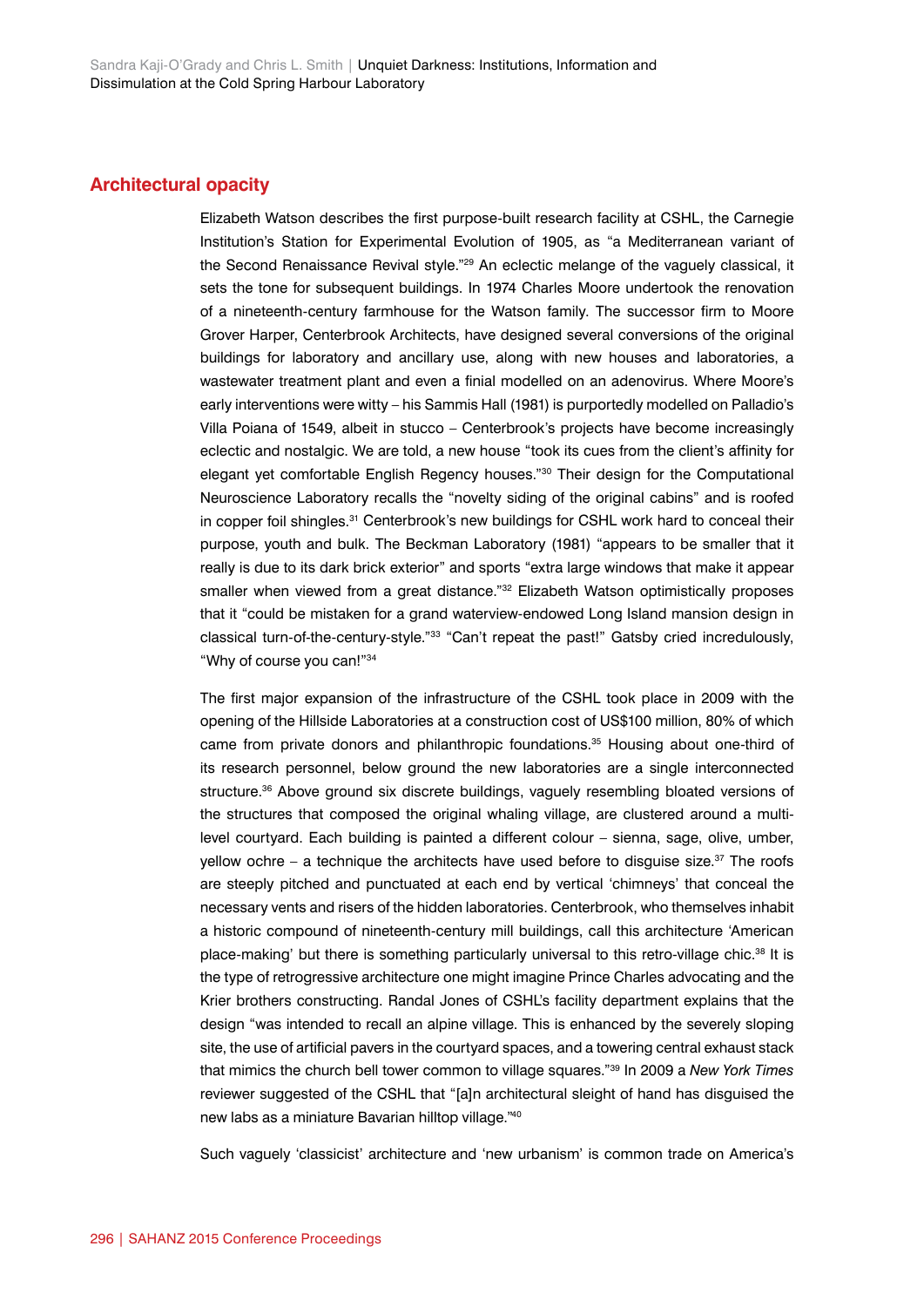## Architectural opacity

Elizabeth Watson describes the first purpose-built research facility at CSHL, the Carnegie Institution's Station for Experimental Evolution of 1905, as "a Mediterranean variant of the Second Renaissance Revival style."[29] An eclectic melange of the vaguely classical, it sets the tone for subsequent buildings. In 1974 Charles Moore undertook the renovation of a nineteenth-century farmhouse for the Watson family. The successor firm to Moore Grover Harper, Centerbrook Architects, have designed several conversions of the original buildings for laboratory and ancillary use, along with new houses and laboratories, a wastewater treatment plant and even a finial modelled on an adenovirus. Where Moore's early interventions were witty – his Sammis Hall (1981) is purportedly modelled on Palladio's Villa Poiana of 1549, albeit in stucco – Centerbrook's projects have become increasingly eclectic and nostalgic. We are told, a new house "took its cues from the client's affinity for elegant yet comfortable English Regency houses."[30] Their design for the Computational Neuroscience Laboratory recalls the "novelty siding of the original cabins" and is roofed in copper foil shingles.[31] Centerbrook's new buildings for CSHL work hard to conceal their purpose, youth and bulk. The Beckman Laboratory (1981) "appears to be smaller that it really is due to its dark brick exterior" and sports "extra large windows that make it appear smaller when viewed from a great distance."[32] Elizabeth Watson optimistically proposes that it "could be mistaken for a grand waterview-endowed Long Island mansion design in classical turn-of-the-century-style."[33] "Can't repeat the past!" Gatsby cried incredulously, "Why of course you can!"[34]

The first major expansion of the infrastructure of the CSHL took place in 2009 with the opening of the Hillside Laboratories at a construction cost of US$100 million, 80% of which came from private donors and philanthropic foundations.[35] Housing about one-third of its research personnel, below ground the new laboratories are a single interconnected structure.[36] Above ground six discrete buildings, vaguely resembling bloated versions of the structures that composed the original whaling village, are clustered around a multi-level courtyard. Each building is painted a different colour – sienna, sage, olive, umber, yellow ochre – a technique the architects have used before to disguise size.[37] The roofs are steeply pitched and punctuated at each end by vertical 'chimneys' that conceal the necessary vents and risers of the hidden laboratories. Centerbrook, who themselves inhabit a historic compound of nineteenth-century mill buildings, call this architecture 'American place-making' but there is something particularly universal to this retro-village chic.[38] It is the type of retrogressive architecture one might imagine Prince Charles advocating and the Krier brothers constructing. Randal Jones of CSHL's facility department explains that the design "was intended to recall an alpine village. This is enhanced by the severely sloping site, the use of artificial pavers in the courtyard spaces, and a towering central exhaust stack that mimics the church bell tower common to village squares."[39] In 2009 a *New York Times* reviewer suggested of the CSHL that "[a]n architectural sleight of hand has disguised the new labs as a miniature Bavarian hilltop village."[40]

Such vaguely 'classicist' architecture and 'new urbanism' is common trade on America's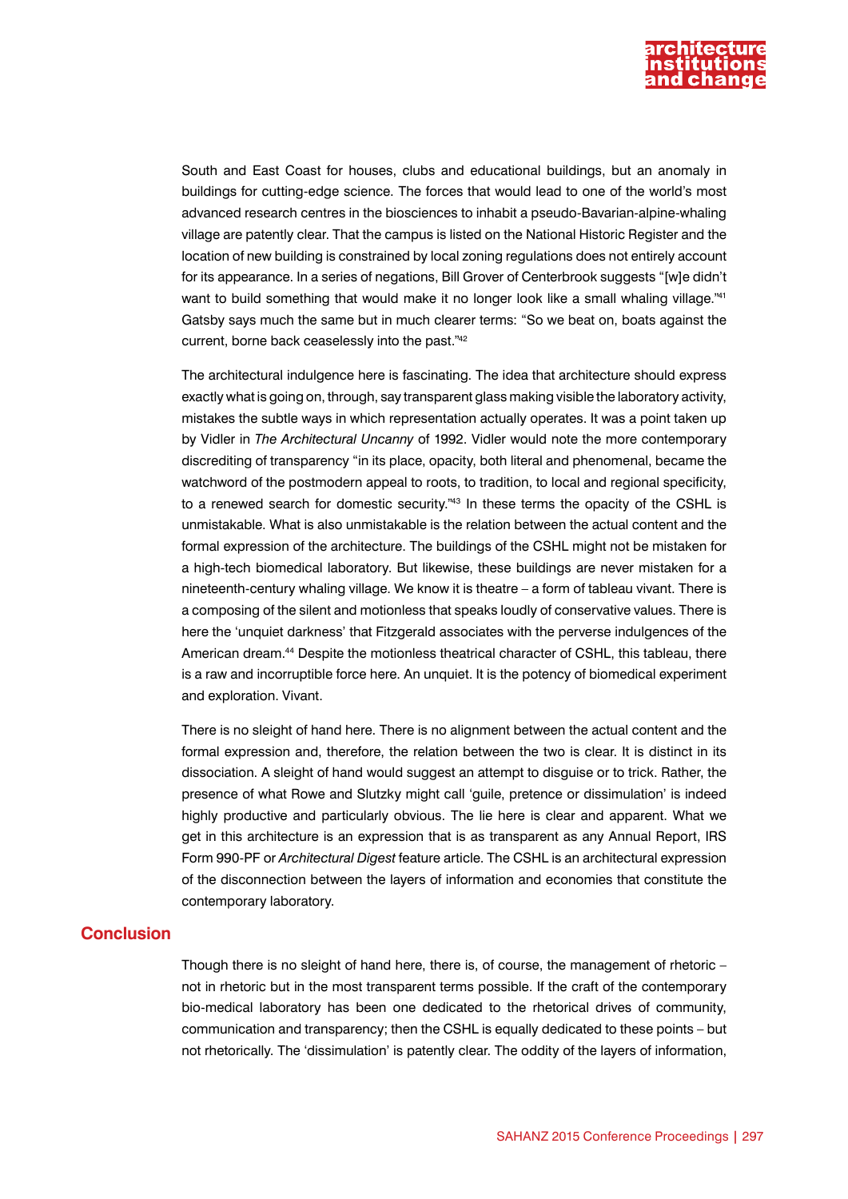South and East Coast for houses, clubs and educational buildings, but an anomaly in buildings for cutting-edge science. The forces that would lead to one of the world's most advanced research centres in the biosciences to inhabit a pseudo-Bavarian-alpine-whaling village are patently clear. That the campus is listed on the National Historic Register and the location of new building is constrained by local zoning regulations does not entirely account for its appearance. In a series of negations, Bill Grover of Centerbrook suggests "[w]e didn't want to build something that would make it no longer look like a small whaling village."[41] Gatsby says much the same but in much clearer terms: "So we beat on, boats against the current, borne back ceaselessly into the past."[42]

The architectural indulgence here is fascinating. The idea that architecture should express exactly what is going on, through, say transparent glass making visible the laboratory activity, mistakes the subtle ways in which representation actually operates. It was a point taken up by Vidler in *The Architectural Uncanny* of 1992. Vidler would note the more contemporary discrediting of transparency "in its place, opacity, both literal and phenomenal, became the watchword of the postmodern appeal to roots, to tradition, to local and regional specificity, to a renewed search for domestic security."[43] In these terms the opacity of the CSHL is unmistakable. What is also unmistakable is the relation between the actual content and the formal expression of the architecture. The buildings of the CSHL might not be mistaken for a high-tech biomedical laboratory. But likewise, these buildings are never mistaken for a nineteenth-century whaling village. We know it is theatre – a form of tableau vivant. There is a composing of the silent and motionless that speaks loudly of conservative values. There is here the 'unquiet darkness' that Fitzgerald associates with the perverse indulgences of the American dream.[44] Despite the motionless theatrical character of CSHL, this tableau, there is a raw and incorruptible force here. An unquiet. It is the potency of biomedical experiment and exploration. Vivant.

There is no sleight of hand here. There is no alignment between the actual content and the formal expression and, therefore, the relation between the two is clear. It is distinct in its dissociation. A sleight of hand would suggest an attempt to disguise or to trick. Rather, the presence of what Rowe and Slutzky might call 'guile, pretence or dissimulation' is indeed highly productive and particularly obvious. The lie here is clear and apparent. What we get in this architecture is an expression that is as transparent as any Annual Report, IRS Form 990-PF or *Architectural Digest* feature article. The CSHL is an architectural expression of the disconnection between the layers of information and economies that constitute the contemporary laboratory.

## Conclusion

Though there is no sleight of hand here, there is, of course, the management of rhetoric – not in rhetoric but in the most transparent terms possible. If the craft of the contemporary bio-medical laboratory has been one dedicated to the rhetorical drives of community, communication and transparency; then the CSHL is equally dedicated to these points – but not rhetorically. The 'dissimulation' is patently clear. The oddity of the layers of information,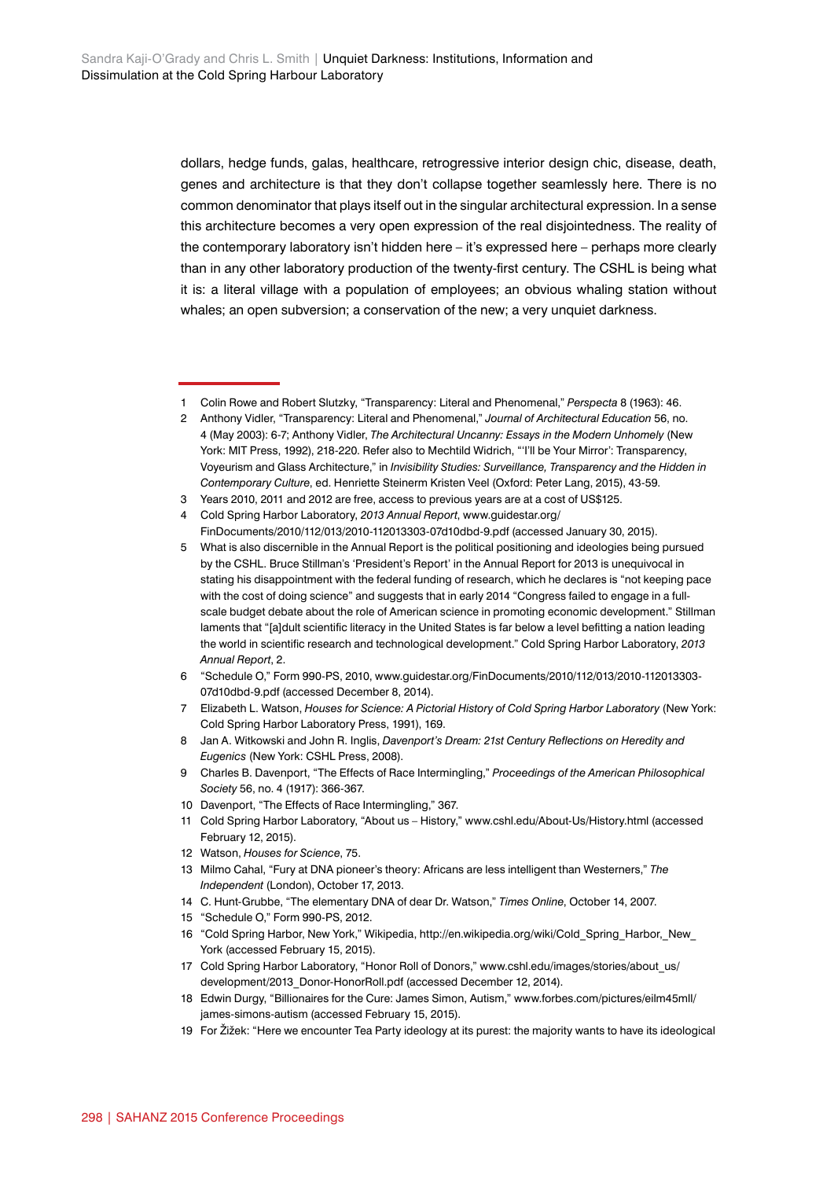dollars, hedge funds, galas, healthcare, retrogressive interior design chic, disease, death, genes and architecture is that they don't collapse together seamlessly here. There is no common denominator that plays itself out in the singular architectural expression. In a sense this architecture becomes a very open expression of the real disjointedness. The reality of the contemporary laboratory isn't hidden here – it's expressed here – perhaps more clearly than in any other laboratory production of the twenty-first century. The CSHL is being what it is: a literal village with a population of employees; an obvious whaling station without whales; an open subversion; a conservation of the new; a very unquiet darkness.

---

1 Colin Rowe and Robert Slutzky, "Transparency: Literal and Phenomenal," *Perspecta* 8 (1963): 46.

2 Anthony Vidler, "Transparency: Literal and Phenomenal," *Journal of Architectural Education* 56, no. 4 (May 2003): 6-7; Anthony Vidler, *The Architectural Uncanny: Essays in the Modern Unhomely* (New York: MIT Press, 1992), 218-220. Refer also to Mechtild Widrich, "'I'll be Your Mirror': Transparency, Voyeurism and Glass Architecture," in *Invisibility Studies: Surveillance, Transparency and the Hidden in Contemporary Culture*, ed. Henriette Steinerm Kristen Veel (Oxford: Peter Lang, 2015), 43-59.

3 Years 2010, 2011 and 2012 are free, access to previous years are at a cost of US$125.

4 Cold Spring Harbor Laboratory, *2013 Annual Report*, www.guidestar.org/FinDocuments/2010/112/013/2010-112013303-07d10dbd-9.pdf (accessed January 30, 2015).

5 What is also discernible in the Annual Report is the political positioning and ideologies being pursued by the CSHL. Bruce Stillman's 'President's Report' in the Annual Report for 2013 is unequivocal in stating his disappointment with the federal funding of research, which he declares is "not keeping pace with the cost of doing science" and suggests that in early 2014 "Congress failed to engage in a full-scale budget debate about the role of American science in promoting economic development." Stillman laments that "[a]dult scientific literacy in the United States is far below a level befitting a nation leading the world in scientific research and technological development." Cold Spring Harbor Laboratory, *2013 Annual Report*, 2.

6 "Schedule O," Form 990-PS, 2010, www.guidestar.org/FinDocuments/2010/112/013/2010-112013303-07d10dbd-9.pdf (accessed December 8, 2014).

7 Elizabeth L. Watson, *Houses for Science: A Pictorial History of Cold Spring Harbor Laboratory* (New York: Cold Spring Harbor Laboratory Press, 1991), 169.

8 Jan A. Witkowski and John R. Inglis, *Davenport's Dream: 21st Century Reflections on Heredity and Eugenics* (New York: CSHL Press, 2008).

9 Charles B. Davenport, "The Effects of Race Intermingling," *Proceedings of the American Philosophical Society* 56, no. 4 (1917): 366-367.

10 Davenport, "The Effects of Race Intermingling," 367.

11 Cold Spring Harbor Laboratory, "About us – History," www.cshl.edu/About-Us/History.html (accessed February 12, 2015).

12 Watson, *Houses for Science*, 75.

13 Milmo Cahal, "Fury at DNA pioneer's theory: Africans are less intelligent than Westerners," *The Independent* (London), October 17, 2013.

14 C. Hunt-Grubbe, "The elementary DNA of dear Dr. Watson," *Times Online*, October 14, 2007.

15 "Schedule O," Form 990-PS, 2012.

16 "Cold Spring Harbor, New York," Wikipedia, http://en.wikipedia.org/wiki/Cold_Spring_Harbor,_New_York (accessed February 15, 2015).

17 Cold Spring Harbor Laboratory, "Honor Roll of Donors," www.cshl.edu/images/stories/about_us/development/2013_Donor-HonorRoll.pdf (accessed December 12, 2014).

18 Edwin Durgy, "Billionaires for the Cure: James Simon, Autism," www.forbes.com/pictures/eilm45mll/james-simons-autism (accessed February 15, 2015).

19 For Žižek: "Here we encounter Tea Party ideology at its purest: the majority wants to have its ideological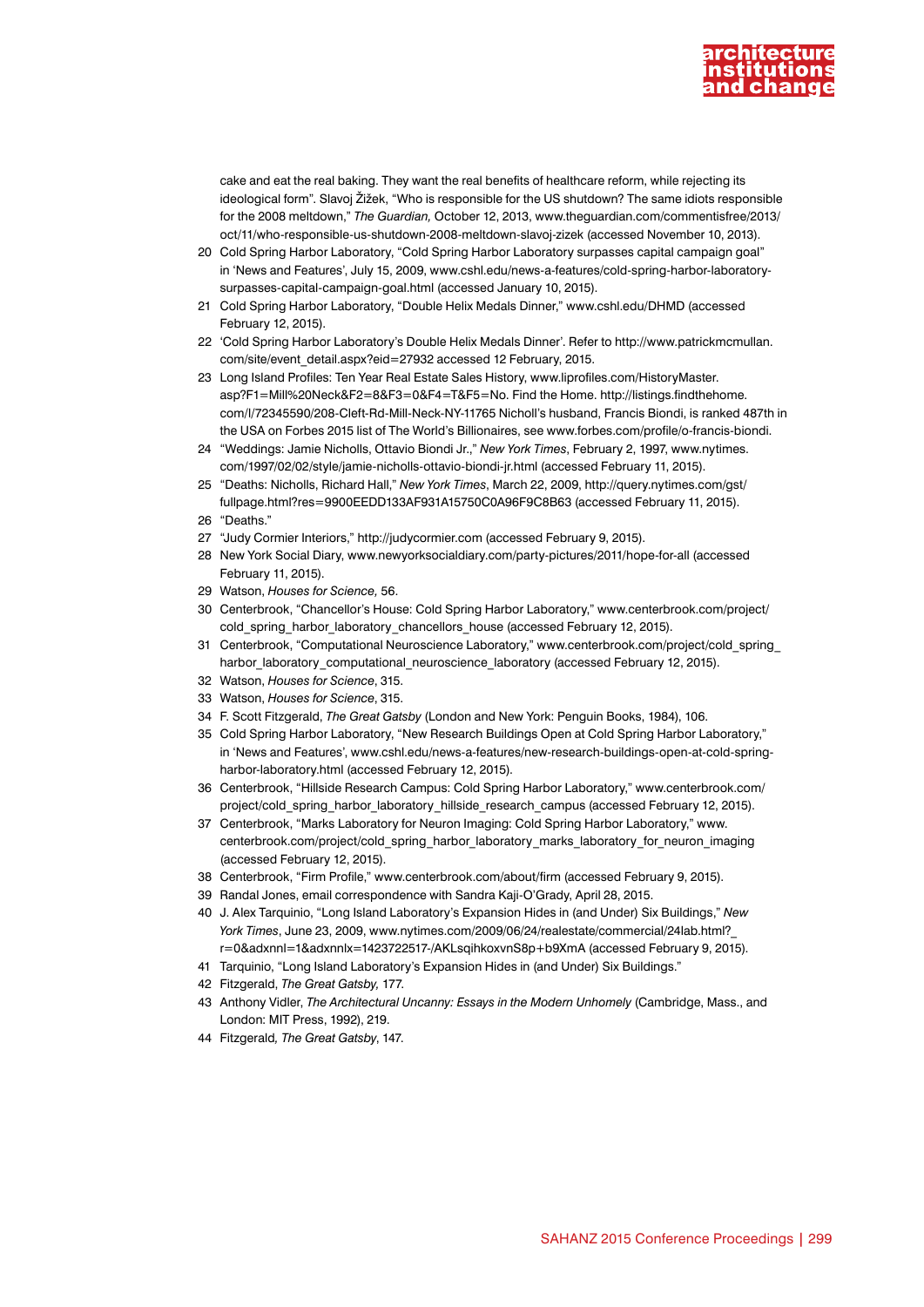cake and eat the real baking. They want the real benefits of healthcare reform, while rejecting its ideological form". Slavoj Žižek, "Who is responsible for the US shutdown? The same idiots responsible for the 2008 meltdown," *The Guardian,* October 12, 2013, www.theguardian.com/commentisfree/2013/oct/11/who-responsible-us-shutdown-2008-meltdown-slavoj-zizek (accessed November 10, 2013).

20 Cold Spring Harbor Laboratory, "Cold Spring Harbor Laboratory surpasses capital campaign goal" in 'News and Features', July 15, 2009, www.cshl.edu/news-a-features/cold-spring-harbor-laboratory-surpasses-capital-campaign-goal.html (accessed January 10, 2015).

21 Cold Spring Harbor Laboratory, "Double Helix Medals Dinner," www.cshl.edu/DHMD (accessed February 12, 2015).

22 'Cold Spring Harbor Laboratory's Double Helix Medals Dinner'. Refer to http://www.patrickmcmullan.com/site/event_detail.aspx?eid=27932 accessed 12 February, 2015.

23 Long Island Profiles: Ten Year Real Estate Sales History, www.liprofiles.com/HistoryMaster.asp?F1=Mill%20Neck&F2=8&F3=0&F4=T&F5=No. Find the Home. http://listings.findthehome.com/l/72345590/208-Cleft-Rd-Mill-Neck-NY-11765 Nicholl's husband, Francis Biondi, is ranked 487th in the USA on Forbes 2015 list of The World's Billionaires, see www.forbes.com/profile/o-francis-biondi.

24 "Weddings: Jamie Nicholls, Ottavio Biondi Jr.," *New York Times*, February 2, 1997, www.nytimes.com/1997/02/02/style/jamie-nicholls-ottavio-biondi-jr.html (accessed February 11, 2015).

25 "Deaths: Nicholls, Richard Hall," *New York Times*, March 22, 2009, http://query.nytimes.com/gst/fullpage.html?res=9900EEDD133AF931A15750C0A96F9C8B63 (accessed February 11, 2015).

26 "Deaths."

27 "Judy Cormier Interiors," http://judycormier.com (accessed February 9, 2015).

28 New York Social Diary, www.newyorksocialdiary.com/party-pictures/2011/hope-for-all (accessed February 11, 2015).

29 Watson, *Houses for Science,* 56.

30 Centerbrook, "Chancellor's House: Cold Spring Harbor Laboratory," www.centerbrook.com/project/cold_spring_harbor_laboratory_chancellors_house (accessed February 12, 2015).

31 Centerbrook, "Computational Neuroscience Laboratory," www.centerbrook.com/project/cold_spring_harbor_laboratory_computational_neuroscience_laboratory (accessed February 12, 2015).

32 Watson, *Houses for Science*, 315.

33 Watson, *Houses for Science*, 315.

34 F. Scott Fitzgerald, *The Great Gatsby* (London and New York: Penguin Books, 1984), 106.

35 Cold Spring Harbor Laboratory, "New Research Buildings Open at Cold Spring Harbor Laboratory," in 'News and Features', www.cshl.edu/news-a-features/new-research-buildings-open-at-cold-spring-harbor-laboratory.html (accessed February 12, 2015).

36 Centerbrook, "Hillside Research Campus: Cold Spring Harbor Laboratory," www.centerbrook.com/project/cold_spring_harbor_laboratory_hillside_research_campus (accessed February 12, 2015).

37 Centerbrook, "Marks Laboratory for Neuron Imaging: Cold Spring Harbor Laboratory," www.centerbrook.com/project/cold_spring_harbor_laboratory_marks_laboratory_for_neuron_imaging (accessed February 12, 2015).

38 Centerbrook, "Firm Profile," www.centerbrook.com/about/firm (accessed February 9, 2015).

39 Randal Jones, email correspondence with Sandra Kaji-O'Grady, April 28, 2015.

40 J. Alex Tarquinio, "Long Island Laboratory's Expansion Hides in (and Under) Six Buildings," *New York Times*, June 23, 2009, www.nytimes.com/2009/06/24/realestate/commercial/24lab.html?_r=0&adxnnl=1&adxnnlx=1423722517-/AKLsqihkoxvnS8p+b9XmA (accessed February 9, 2015).

41 Tarquinio, "Long Island Laboratory's Expansion Hides in (and Under) Six Buildings."

42 Fitzgerald, *The Great Gatsby,* 177.

43 Anthony Vidler, *The Architectural Uncanny: Essays in the Modern Unhomely* (Cambridge, Mass., and London: MIT Press, 1992), 219.

44 Fitzgerald*, The Great Gatsby*, 147.